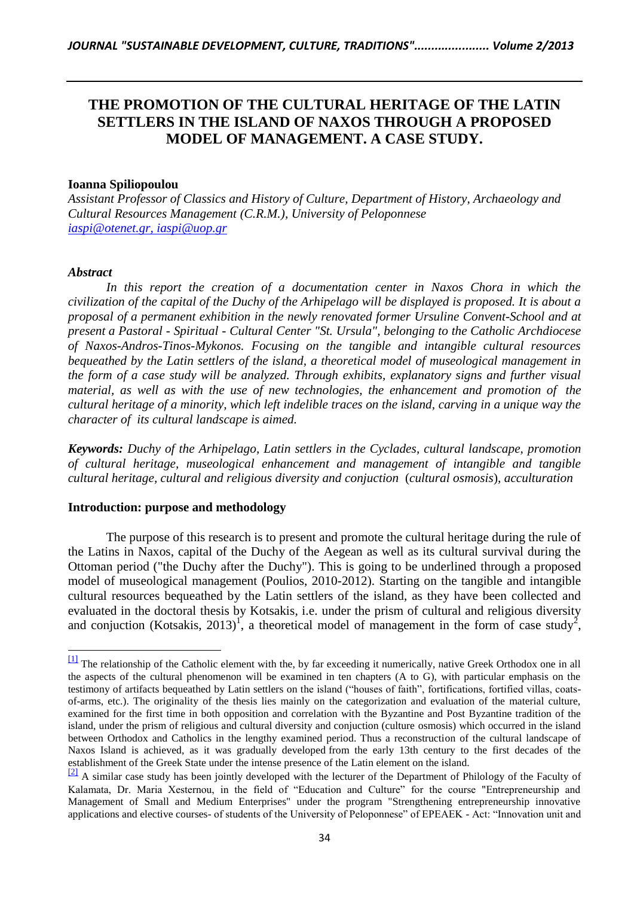# THE PROMOTION OF THE CULTURAL HERITAGE OF THE LATIN SETTLERS IN THE ISLAND OF NAXOS THROUGH A PROPOSED MODEL OF MANAGEMENT. A CASE STUDY.

**Ioanna Spiliopoulou**

*Assistant Professor of Classics and History of Culture, Department of History, Archaeology and Cultural Resources Management (C.R.M.), University of Peloponnese*
*iaspi@otenet.gr, iaspi@uop.gr*

### *Abstract*

*In this report the creation of a documentation center in Naxos Chora in which the civilization of the capital of the Duchy of the Arhipelago will be displayed is proposed. It is about a proposal of a permanent exhibition in the newly renovated former Ursuline Convent-School and at present a Pastoral - Spiritual - Cultural Center "St. Ursula", belonging to the Catholic Archdiocese of Naxos-Andros-Tinos-Mykonos. Focusing on the tangible and intangible cultural resources bequeathed by the Latin settlers of the island, a theoretical model of museological management in the form of a case study will be analyzed. Through exhibits, explanatory signs and further visual material, as well as with the use of new technologies, the enhancement and promotion of the cultural heritage of a minority, which left indelible traces on the island, carving in a unique way the character of its cultural landscape is aimed.*

***Keywords:*** *Duchy of the Arhipelago, Latin settlers in the Cyclades, cultural landscape, promotion of cultural heritage, museological enhancement and management of intangible and tangible cultural heritage, cultural and religious diversity and conjuction* (*cultural osmosis*), *acculturation*

### Introduction: purpose and methodology

The purpose of this research is to present and promote the cultural heritage during the rule of the Latins in Naxos, capital of the Duchy of the Aegean as well as its cultural survival during the Ottoman period ("the Duchy after the Duchy"). This is going to be underlined through a proposed model of museological management (Poulios, 2010-2012). Starting on the tangible and intangible cultural resources bequeathed by the Latin settlers of the island, as they have been collected and evaluated in the doctoral thesis by Kotsakis, i.e. under the prism of cultural and religious diversity and conjuction (Kotsakis, 2013)[1], a theoretical model of management in the form of case study[2],

---

[1] The relationship of the Catholic element with the, by far exceeding it numerically, native Greek Orthodox one in all the aspects of the cultural phenomenon will be examined in ten chapters (A to G), with particular emphasis on the testimony of artifacts bequeathed by Latin settlers on the island ("houses of faith", fortifications, fortified villas, coats-of-arms, etc.). The originality of the thesis lies mainly on the categorization and evaluation of the material culture, examined for the first time in both opposition and correlation with the Byzantine and Post Byzantine tradition of the island, under the prism of religious and cultural diversity and conjuction (culture osmosis) which occurred in the island between Orthodox and Catholics in the lengthy examined period. Thus a reconstruction of the cultural landscape of Naxos Island is achieved, as it was gradually developed from the early 13th century to the first decades of the establishment of the Greek State under the intense presence of the Latin element on the island.

[2] A similar case study has been jointly developed with the lecturer of the Department of Philology of the Faculty of Kalamata, Dr. Maria Xesternou, in the field of "Education and Culture" for the course "Entrepreneurship and Management of Small and Medium Enterprises" under the program "Strengthening entrepreneurship innovative applications and elective courses- of students of the University of Peloponnese" of EPEAEK - Act: "Innovation unit and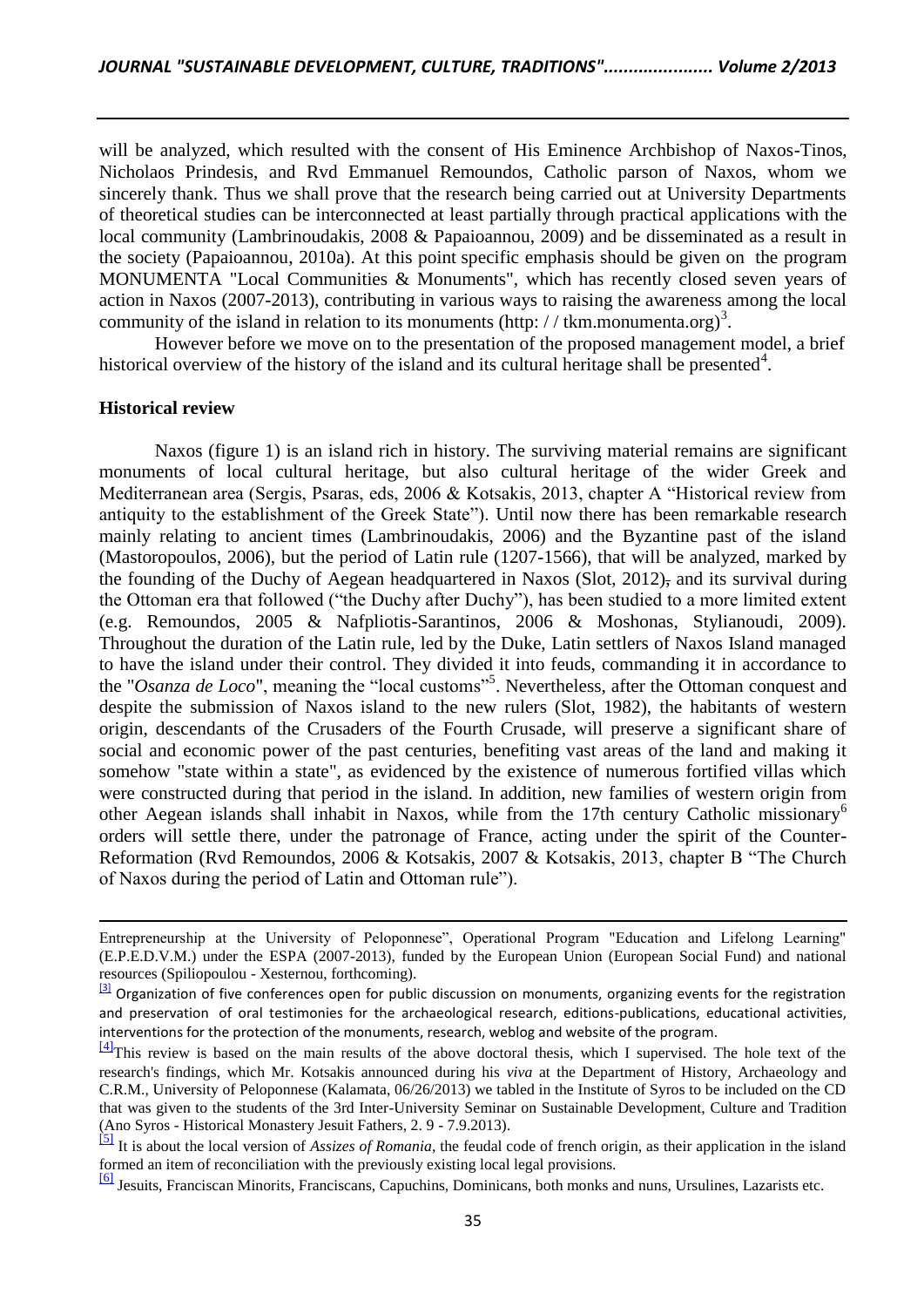will be analyzed, which resulted with the consent of His Eminence Archbishop of Naxos-Tinos, Nicholaos Prindesis, and Rvd Emmanuel Remoundos, Catholic parson of Naxos, whom we sincerely thank. Thus we shall prove that the research being carried out at University Departments of theoretical studies can be interconnected at least partially through practical applications with the local community (Lambrinoudakis, 2008 & Papaioannou, 2009) and be disseminated as a result in the society (Papaioannou, 2010a). At this point specific emphasis should be given on the program MONUMENTA "Local Communities & Monuments", which has recently closed seven years of action in Naxos (2007-2013), contributing in various ways to raising the awareness among the local community of the island in relation to its monuments (http: / / tkm.monumenta.org)[3].

However before we move on to the presentation of the proposed management model, a brief historical overview of the history of the island and its cultural heritage shall be presented[4].

## Historical review

Naxos (figure 1) is an island rich in history. The surviving material remains are significant monuments of local cultural heritage, but also cultural heritage of the wider Greek and Mediterranean area (Sergis, Psaras, eds, 2006 & Kotsakis, 2013, chapter A "Historical review from antiquity to the establishment of the Greek State"). Until now there has been remarkable research mainly relating to ancient times (Lambrinoudakis, 2006) and the Byzantine past of the island (Mastoropoulos, 2006), but the period of Latin rule (1207-1566), that will be analyzed, marked by the founding of the Duchy of Aegean headquartered in Naxos (Slot, 2012), and its survival during the Ottoman era that followed ("the Duchy after Duchy"), has been studied to a more limited extent (e.g. Remoundos, 2005 & Nafpliotis-Sarantinos, 2006 & Moshonas, Stylianoudi, 2009). Throughout the duration of the Latin rule, led by the Duke, Latin settlers of Naxos Island managed to have the island under their control. They divided it into feuds, commanding it in accordance to the "*Osanza de Loco*", meaning the "local customs"[5]. Nevertheless, after the Ottoman conquest and despite the submission of Naxos island to the new rulers (Slot, 1982), the habitants of western origin, descendants of the Crusaders of the Fourth Crusade, will preserve a significant share of social and economic power of the past centuries, benefiting vast areas of the land and making it somehow "state within a state", as evidenced by the existence of numerous fortified villas which were constructed during that period in the island. In addition, new families of western origin from other Aegean islands shall inhabit in Naxos, while from the 17th century Catholic missionary[6] orders will settle there, under the patronage of France, acting under the spirit of the Counter-Reformation (Rvd Remoundos, 2006 & Kotsakis, 2007 & Kotsakis, 2013, chapter B "The Church of Naxos during the period of Latin and Ottoman rule").

---

Entrepreneurship at the University of Peloponnese", Operational Program "Education and Lifelong Learning" (E.P.E.D.V.M.) under the ESPA (2007-2013), funded by the European Union (European Social Fund) and national resources (Spiliopoulou - Xesternou, forthcoming).

[3] Organization of five conferences open for public discussion on monuments, organizing events for the registration and preservation of oral testimonies for the archaeological research, editions-publications, educational activities, interventions for the protection of the monuments, research, weblog and website of the program.

[4] This review is based on the main results of the above doctoral thesis, which I supervised. The hole text of the research's findings, which Mr. Kotsakis announced during his *viva* at the Department of History, Archaeology and C.R.M., University of Peloponnese (Kalamata, 06/26/2013) we tabled in the Institute of Syros to be included on the CD that was given to the students of the 3rd Inter-University Seminar on Sustainable Development, Culture and Tradition (Ano Syros - Historical Monastery Jesuit Fathers, 2. 9 - 7.9.2013).

[5] It is about the local version of *Assizes of Romania*, the feudal code of french origin, as their application in the island formed an item of reconciliation with the previously existing local legal provisions.

[6] Jesuits, Franciscan Minorits, Franciscans, Capuchins, Dominicans, both monks and nuns, Ursulines, Lazarists etc.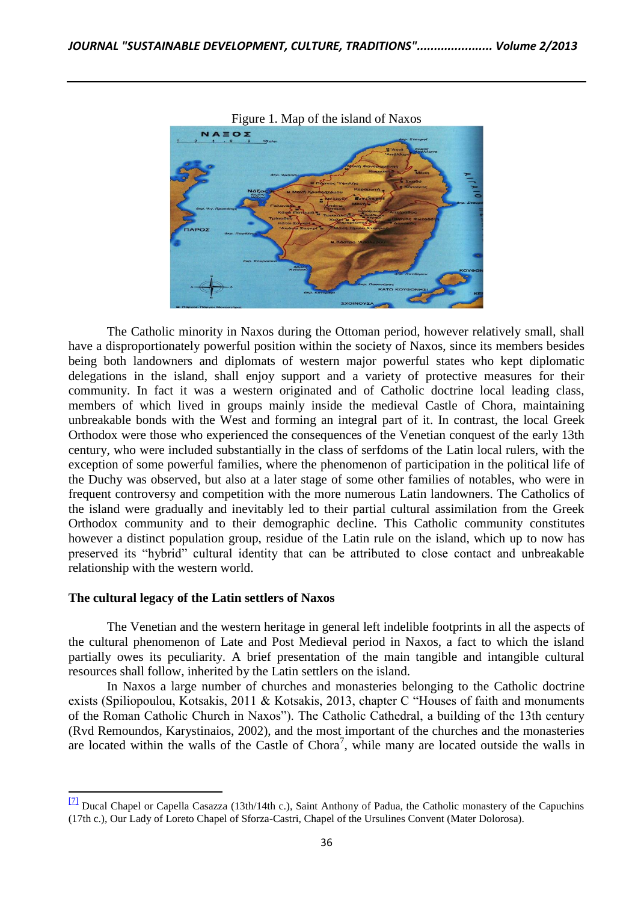Figure 1. Map of the island of Naxos

The Catholic minority in Naxos during the Ottoman period, however relatively small, shall have a disproportionately powerful position within the society of Naxos, since its members besides being both landowners and diplomats of western major powerful states who kept diplomatic delegations in the island, shall enjoy support and a variety of protective measures for their community. In fact it was a western originated and of Catholic doctrine local leading class, members of which lived in groups mainly inside the medieval Castle of Chora, maintaining unbreakable bonds with the West and forming an integral part of it. In contrast, the local Greek Orthodox were those who experienced the consequences of the Venetian conquest of the early 13th century, who were included substantially in the class of serfdoms of the Latin local rulers, with the exception of some powerful families, where the phenomenon of participation in the political life of the Duchy was observed, but also at a later stage of some other families of notables, who were in frequent controversy and competition with the more numerous Latin landowners. The Catholics of the island were gradually and inevitably led to their partial cultural assimilation from the Greek Orthodox community and to their demographic decline. This Catholic community constitutes however a distinct population group, residue of the Latin rule on the island, which up to now has preserved its "hybrid" cultural identity that can be attributed to close contact and unbreakable relationship with the western world.

## The cultural legacy of the Latin settlers of Naxos

The Venetian and the western heritage in general left indelible footprints in all the aspects of the cultural phenomenon of Late and Post Medieval period in Naxos, a fact to which the island partially owes its peculiarity. A brief presentation of the main tangible and intangible cultural resources shall follow, inherited by the Latin settlers on the island.

In Naxos a large number of churches and monasteries belonging to the Catholic doctrine exists (Spiliopoulou, Kotsakis, 2011 & Kotsakis, 2013, chapter C "Houses of faith and monuments of the Roman Catholic Church in Naxos"). The Catholic Cathedral, a building of the 13th century (Rvd Remoundos, Karystinaios, 2002), and the most important of the churches and the monasteries are located within the walls of the Castle of Chora[7], while many are located outside the walls in

[7] Ducal Chapel or Capella Casazza (13th/14th c.), Saint Anthony of Padua, the Catholic monastery of the Capuchins (17th c.), Our Lady of Loreto Chapel of Sforza-Castri, Chapel of the Ursulines Convent (Mater Dolorosa).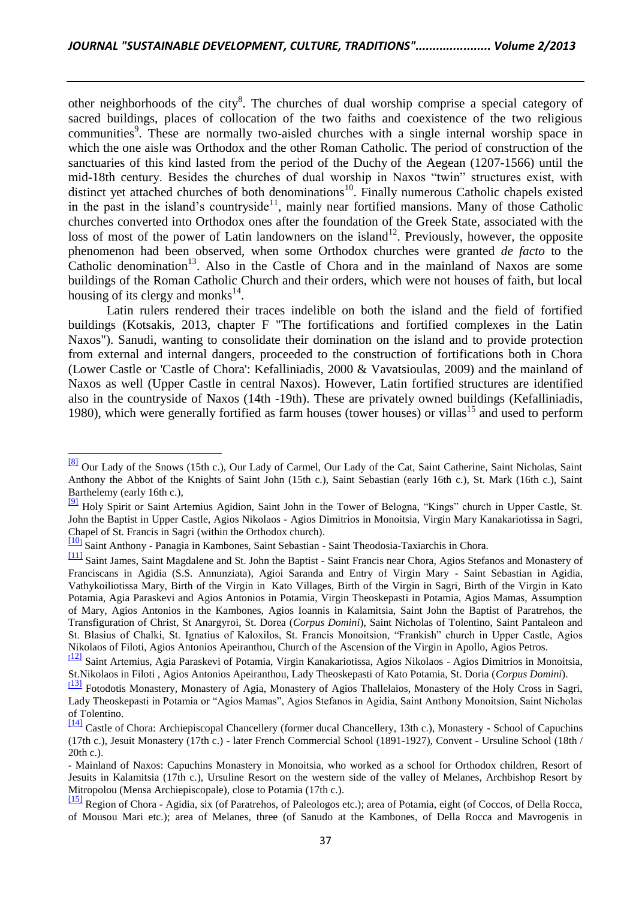other neighborhoods of the city[8]. The churches of dual worship comprise a special category of sacred buildings, places of collocation of the two faiths and coexistence of the two religious communities[9]. These are normally two-aisled churches with a single internal worship space in which the one aisle was Orthodox and the other Roman Catholic. The period of construction of the sanctuaries of this kind lasted from the period of the Duchy of the Aegean (1207-1566) until the mid-18th century. Besides the churches of dual worship in Naxos "twin" structures exist, with distinct yet attached churches of both denominations[10]. Finally numerous Catholic chapels existed in the past in the island's countryside[11], mainly near fortified mansions. Many of those Catholic churches converted into Orthodox ones after the foundation of the Greek State, associated with the loss of most of the power of Latin landowners on the island[12]. Previously, however, the opposite phenomenon had been observed, when some Orthodox churches were granted *de facto* to the Catholic denomination[13]. Also in the Castle of Chora and in the mainland of Naxos are some buildings of the Roman Catholic Church and their orders, which were not houses of faith, but local housing of its clergy and monks[14].

Latin rulers rendered their traces indelible on both the island and the field of fortified buildings (Kotsakis, 2013, chapter F "The fortifications and fortified complexes in the Latin Naxos"). Sanudi, wanting to consolidate their domination on the island and to provide protection from external and internal dangers, proceeded to the construction of fortifications both in Chora (Lower Castle or 'Castle of Chora': Kefalliniadis, 2000 & Vavatsioulas, 2009) and the mainland of Naxos as well (Upper Castle in central Naxos). However, Latin fortified structures are identified also in the countryside of Naxos (14th -19th). These are privately owned buildings (Kefalliniadis, 1980), which were generally fortified as farm houses (tower houses) or villas[15] and used to perform

---

[8] Our Lady of the Snows (15th c.), Our Lady of Carmel, Our Lady of the Cat, Saint Catherine, Saint Nicholas, Saint Anthony the Abbot of the Knights of Saint John (15th c.), Saint Sebastian (early 16th c.), St. Mark (16th c.), Saint Barthelemy (early 16th c.),

[9] Holy Spirit or Saint Artemius Agidion, Saint John in the Tower of Belogna, "Kings" church in Upper Castle, St. John the Baptist in Upper Castle, Agios Nikolaos - Agios Dimitrios in Monoitsia, Virgin Mary Kanakariotissa in Sagri, Chapel of St. Francis in Sagri (within the Orthodox church).

[10] Saint Anthony - Panagia in Kambones, Saint Sebastian - Saint Theodosia-Taxiarchis in Chora.

[11] Saint James, Saint Magdalene and St. John the Baptist - Saint Francis near Chora, Agios Stefanos and Monastery of Franciscans in Agidia (S.S. Annunziata), Agioi Saranda and Entry of Virgin Mary - Saint Sebastian in Agidia, Vathykoiliotissa Mary, Birth of the Virgin in Kato Villages, Birth of the Virgin in Sagri, Birth of the Virgin in Kato Potamia, Agia Paraskevi and Agios Antonios in Potamia, Virgin Theoskepasti in Potamia, Agios Mamas, Assumption of Mary, Agios Antonios in the Kambones, Agios Ioannis in Kalamitsia, Saint John the Baptist of Paratrehos, the Transfiguration of Christ, St Anargyroi, St. Dorea (*Corpus Domini*), Saint Nicholas of Tolentino, Saint Pantaleon and St. Blasius of Chalki, St. Ignatius of Kaloxilos, St. Francis Monoitsion, "Frankish" church in Upper Castle, Agios Nikolaos of Filoti, Agios Antonios Apeiranthou, Church of the Ascension of the Virgin in Apollo, Agios Petros.

[12] Saint Artemius, Agia Paraskevi of Potamia, Virgin Kanakariotissa, Agios Nikolaos - Agios Dimitrios in Monoitsia, St.Nikolaos in Filoti , Agios Antonios Apeiranthou, Lady Theoskepasti of Kato Potamia, St. Doria (*Corpus Domini*).

[13] Fotodotis Monastery, Monastery of Agia, Monastery of Agios Thallelaios, Monastery of the Holy Cross in Sagri, Lady Theoskepasti in Potamia or "Agios Mamas", Agios Stefanos in Agidia, Saint Anthony Monoitsion, Saint Nicholas of Tolentino.

[14] Castle of Chora: Archiepiscopal Chancellery (former ducal Chancellery, 13th c.), Monastery - School of Capuchins (17th c.), Jesuit Monastery (17th c.) - later French Commercial School (1891-1927), Convent - Ursuline School (18th / 20th c.).

- Mainland of Naxos: Capuchins Monastery in Monoitsia, who worked as a school for Orthodox children, Resort of Jesuits in Kalamitsia (17th c.), Ursuline Resort on the western side of the valley of Melanes, Archbishop Resort by Mitropolou (Mensa Archiepiscopale), close to Potamia (17th c.).

[15] Region of Chora - Agidia, six (of Paratrehos, of Paleologos etc.); area of Potamia, eight (of Coccos, of Della Rocca, of Mousou Mari etc.); area of Melanes, three (of Sanudo at the Kambones, of Della Rocca and Mavrogenis in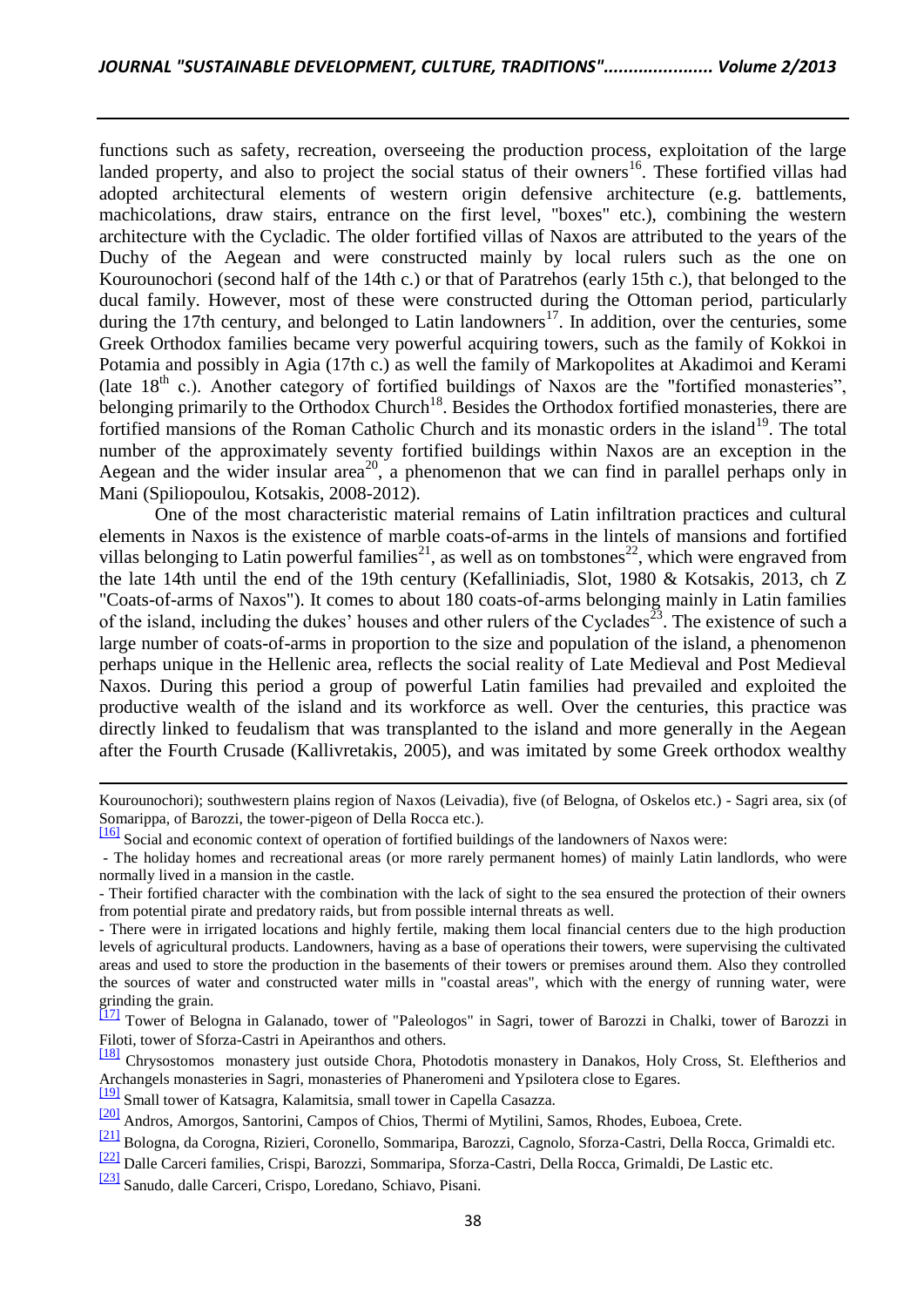functions such as safety, recreation, overseeing the production process, exploitation of the large landed property, and also to project the social status of their owners[16]. These fortified villas had adopted architectural elements of western origin defensive architecture (e.g. battlements, machicolations, draw stairs, entrance on the first level, "boxes" etc.), combining the western architecture with the Cycladic. The older fortified villas of Naxos are attributed to the years of the Duchy of the Aegean and were constructed mainly by local rulers such as the one on Kourounochori (second half of the 14th c.) or that of Paratrehos (early 15th c.), that belonged to the ducal family. However, most of these were constructed during the Ottoman period, particularly during the 17th century, and belonged to Latin landowners[17]. In addition, over the centuries, some Greek Orthodox families became very powerful acquiring towers, such as the family of Kokkoi in Potamia and possibly in Agia (17th c.) as well the family of Markopolites at Akadimoi and Kerami (late 18th c.). Another category of fortified buildings of Naxos are the "fortified monasteries", belonging primarily to the Orthodox Church[18]. Besides the Orthodox fortified monasteries, there are fortified mansions of the Roman Catholic Church and its monastic orders in the island[19]. The total number of the approximately seventy fortified buildings within Naxos are an exception in the Aegean and the wider insular area[20], a phenomenon that we can find in parallel perhaps only in Mani (Spiliopoulou, Kotsakis, 2008-2012).

One of the most characteristic material remains of Latin infiltration practices and cultural elements in Naxos is the existence of marble coats-of-arms in the lintels of mansions and fortified villas belonging to Latin powerful families[21], as well as on tombstones[22], which were engraved from the late 14th until the end of the 19th century (Kefalliniadis, Slot, 1980 & Kotsakis, 2013, ch Z "Coats-of-arms of Naxos"). It comes to about 180 coats-of-arms belonging mainly in Latin families of the island, including the dukes' houses and other rulers of the Cyclades[23]. The existence of such a large number of coats-of-arms in proportion to the size and population of the island, a phenomenon perhaps unique in the Hellenic area, reflects the social reality of Late Medieval and Post Medieval Naxos. During this period a group of powerful Latin families had prevailed and exploited the productive wealth of the island and its workforce as well. Over the centuries, this practice was directly linked to feudalism that was transplanted to the island and more generally in the Aegean after the Fourth Crusade (Kallivretakis, 2005), and was imitated by some Greek orthodox wealthy

---

Kourounochori); southwestern plains region of Naxos (Leivadia), five (of Belogna, of Oskelos etc.) - Sagri area, six (of Somarippa, of Barozzi, the tower-pigeon of Della Rocca etc.).

[16] Social and economic context of operation of fortified buildings of the landowners of Naxos were:

- The holiday homes and recreational areas (or more rarely permanent homes) of mainly Latin landlords, who were normally lived in a mansion in the castle.
- Their fortified character with the combination with the lack of sight to the sea ensured the protection of their owners from potential pirate and predatory raids, but from possible internal threats as well.
- There were in irrigated locations and highly fertile, making them local financial centers due to the high production levels of agricultural products. Landowners, having as a base of operations their towers, were supervising the cultivated areas and used to store the production in the basements of their towers or premises around them. Also they controlled the sources of water and constructed water mills in "coastal areas", which with the energy of running water, were grinding the grain.

[17] Tower of Belogna in Galanado, tower of "Paleologos" in Sagri, tower of Barozzi in Chalki, tower of Barozzi in Filoti, tower of Sforza-Castri in Apeiranthos and others.

[18] Chrysostomos monastery just outside Chora, Photodotis monastery in Danakos, Holy Cross, St. Eleftherios and Archangels monasteries in Sagri, monasteries of Phaneromeni and Ypsilotera close to Egares.

[19] Small tower of Katsagra, Kalamitsia, small tower in Capella Casazza.

[20] Andros, Amorgos, Santorini, Campos of Chios, Thermi of Mytilini, Samos, Rhodes, Euboea, Crete.

[21] Bologna, da Corogna, Rizieri, Coronello, Sommaripa, Barozzi, Cagnolo, Sforza-Castri, Della Rocca, Grimaldi etc.

[22] Dalle Carceri families, Crispi, Barozzi, Sommaripa, Sforza-Castri, Della Rocca, Grimaldi, De Lastic etc.

[23] Sanudo, dalle Carceri, Crispo, Loredano, Schiavo, Pisani.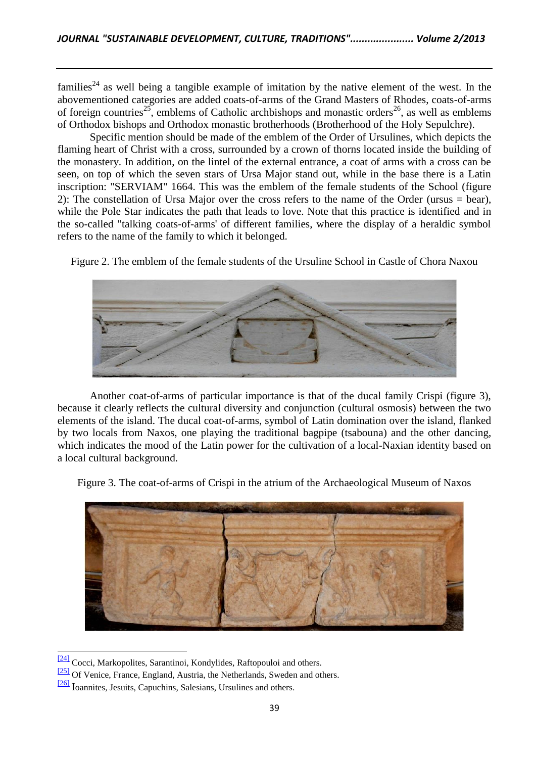families[24] as well being a tangible example of imitation by the native element of the west. In the abovementioned categories are added coats-of-arms of the Grand Masters of Rhodes, coats-of-arms of foreign countries[25], emblems of Catholic archbishops and monastic orders[26], as well as emblems of Orthodox bishops and Orthodox monastic brotherhoods (Brotherhood of the Holy Sepulchre).

Specific mention should be made of the emblem of the Order of Ursulines, which depicts the flaming heart of Christ with a cross, surrounded by a crown of thorns located inside the building of the monastery. In addition, on the lintel of the external entrance, a coat of arms with a cross can be seen, on top of which the seven stars of Ursa Major stand out, while in the base there is a Latin inscription: "SERVIAM" 1664. This was the emblem of the female students of the School (figure 2): The constellation of Ursa Major over the cross refers to the name of the Order (ursus = bear), while the Pole Star indicates the path that leads to love. Note that this practice is identified and in the so-called "talking coats-of-arms' of different families, where the display of a heraldic symbol refers to the name of the family to which it belonged.

Figure 2. The emblem of the female students of the Ursuline School in Castle of Chora Naxou

Another coat-of-arms of particular importance is that of the ducal family Crispi (figure 3), because it clearly reflects the cultural diversity and conjunction (cultural osmosis) between the two elements of the island. The ducal coat-of-arms, symbol of Latin domination over the island, flanked by two locals from Naxos, one playing the traditional bagpipe (tsabouna) and the other dancing, which indicates the mood of the Latin power for the cultivation of a local-Naxian identity based on a local cultural background.

Figure 3. The coat-of-arms of Crispi in the atrium of the Archaeological Museum of Naxos

---

[24] Cocci, Markopolites, Sarantinoi, Kondylides, Raftopouloi and others.

[25] Of Venice, France, England, Austria, the Netherlands, Sweden and others.

[26] Ioannites, Jesuits, Capuchins, Salesians, Ursulines and others.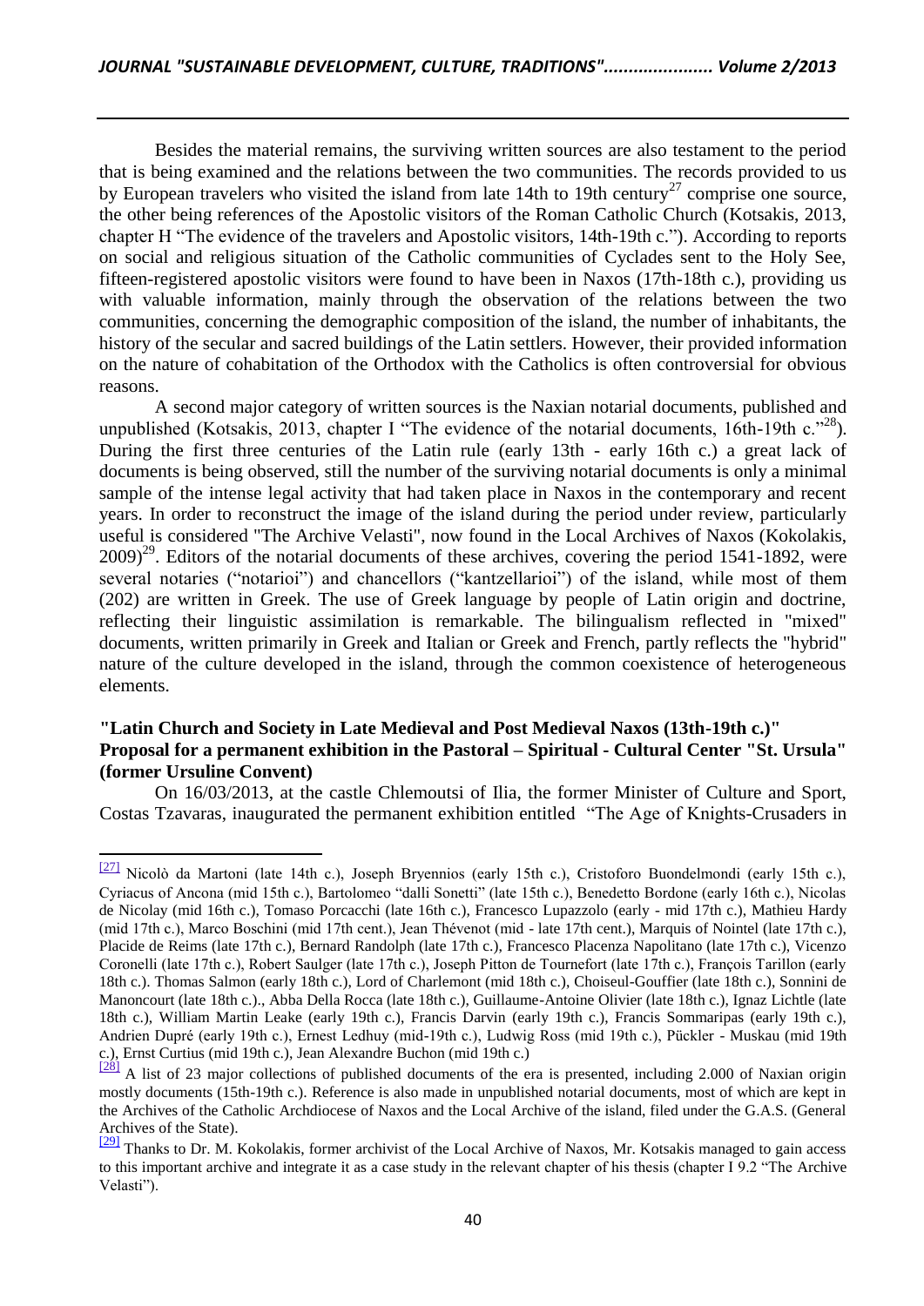Besides the material remains, the surviving written sources are also testament to the period that is being examined and the relations between the two communities. The records provided to us by European travelers who visited the island from late 14th to 19th century[27] comprise one source, the other being references of the Apostolic visitors of the Roman Catholic Church (Kotsakis, 2013, chapter H "The evidence of the travelers and Apostolic visitors, 14th-19th c."). According to reports on social and religious situation of the Catholic communities of Cyclades sent to the Holy See, fifteen-registered apostolic visitors were found to have been in Naxos (17th-18th c.), providing us with valuable information, mainly through the observation of the relations between the two communities, concerning the demographic composition of the island, the number of inhabitants, the history of the secular and sacred buildings of the Latin settlers. However, their provided information on the nature of cohabitation of the Orthodox with the Catholics is often controversial for obvious reasons.

A second major category of written sources is the Naxian notarial documents, published and unpublished (Kotsakis, 2013, chapter I "The evidence of the notarial documents, 16th-19th c."[28]). During the first three centuries of the Latin rule (early 13th - early 16th c.) a great lack of documents is being observed, still the number of the surviving notarial documents is only a minimal sample of the intense legal activity that had taken place in Naxos in the contemporary and recent years. In order to reconstruct the image of the island during the period under review, particularly useful is considered "The Archive Velasti", now found in the Local Archives of Naxos (Kokolakis, 2009)[29]. Editors of the notarial documents of these archives, covering the period 1541-1892, were several notaries ("notarioi") and chancellors ("kantzellarioi") of the island, while most of them (202) are written in Greek. The use of Greek language by people of Latin origin and doctrine, reflecting their linguistic assimilation is remarkable. The bilingualism reflected in "mixed" documents, written primarily in Greek and Italian or Greek and French, partly reflects the "hybrid" nature of the culture developed in the island, through the common coexistence of heterogeneous elements.

### "Latin Church and Society in Late Medieval and Post Medieval Naxos (13th-19th c.)" Proposal for a permanent exhibition in the Pastoral – Spiritual - Cultural Center "St. Ursula" (former Ursuline Convent)

On 16/03/2013, at the castle Chlemoutsi of Ilia, the former Minister of Culture and Sport, Costas Tzavaras, inaugurated the permanent exhibition entitled "The Age of Knights-Crusaders in

---

[27] Nicolò da Martoni (late 14th c.), Joseph Bryennios (early 15th c.), Cristoforo Buondelmondi (early 15th c.), Cyriacus of Ancona (mid 15th c.), Bartolomeo "dalli Sonetti" (late 15th c.), Benedetto Bordone (early 16th c.), Nicolas de Nicolay (mid 16th c.), Tomaso Porcacchi (late 16th c.), Francesco Lupazzolo (early - mid 17th c.), Mathieu Hardy (mid 17th c.), Marco Boschini (mid 17th cent.), Jean Thévenot (mid - late 17th cent.), Marquis of Nointel (late 17th c.), Placide de Reims (late 17th c.), Bernard Randolph (late 17th c.), Francesco Placenza Napolitano (late 17th c.), Vicenzo Coronelli (late 17th c.), Robert Saulger (late 17th c.), Joseph Pitton de Tournefort (late 17th c.), François Tarillon (early 18th c.). Thomas Salmon (early 18th c.), Lord of Charlemont (mid 18th c.), Choiseul-Gouffier (late 18th c.), Sonnini de Manoncourt (late 18th c.)., Abba Della Rocca (late 18th c.), Guillaume-Antoine Olivier (late 18th c.), Ignaz Lichtle (late 18th c.), William Martin Leake (early 19th c.), Francis Darvin (early 19th c.), Francis Sommaripas (early 19th c.), Andrien Dupré (early 19th c.), Ernest Ledhuy (mid-19th c.), Ludwig Ross (mid 19th c.), Pückler - Muskau (mid 19th c.), Ernst Curtius (mid 19th c.), Jean Alexandre Buchon (mid 19th c.)

[28] A list of 23 major collections of published documents of the era is presented, including 2.000 of Naxian origin mostly documents (15th-19th c.). Reference is also made in unpublished notarial documents, most of which are kept in the Archives of the Catholic Archdiocese of Naxos and the Local Archive of the island, filed under the G.A.S. (General Archives of the State).

[29] Thanks to Dr. M. Kokolakis, former archivist of the Local Archive of Naxos, Mr. Kotsakis managed to gain access to this important archive and integrate it as a case study in the relevant chapter of his thesis (chapter I 9.2 "The Archive Velasti").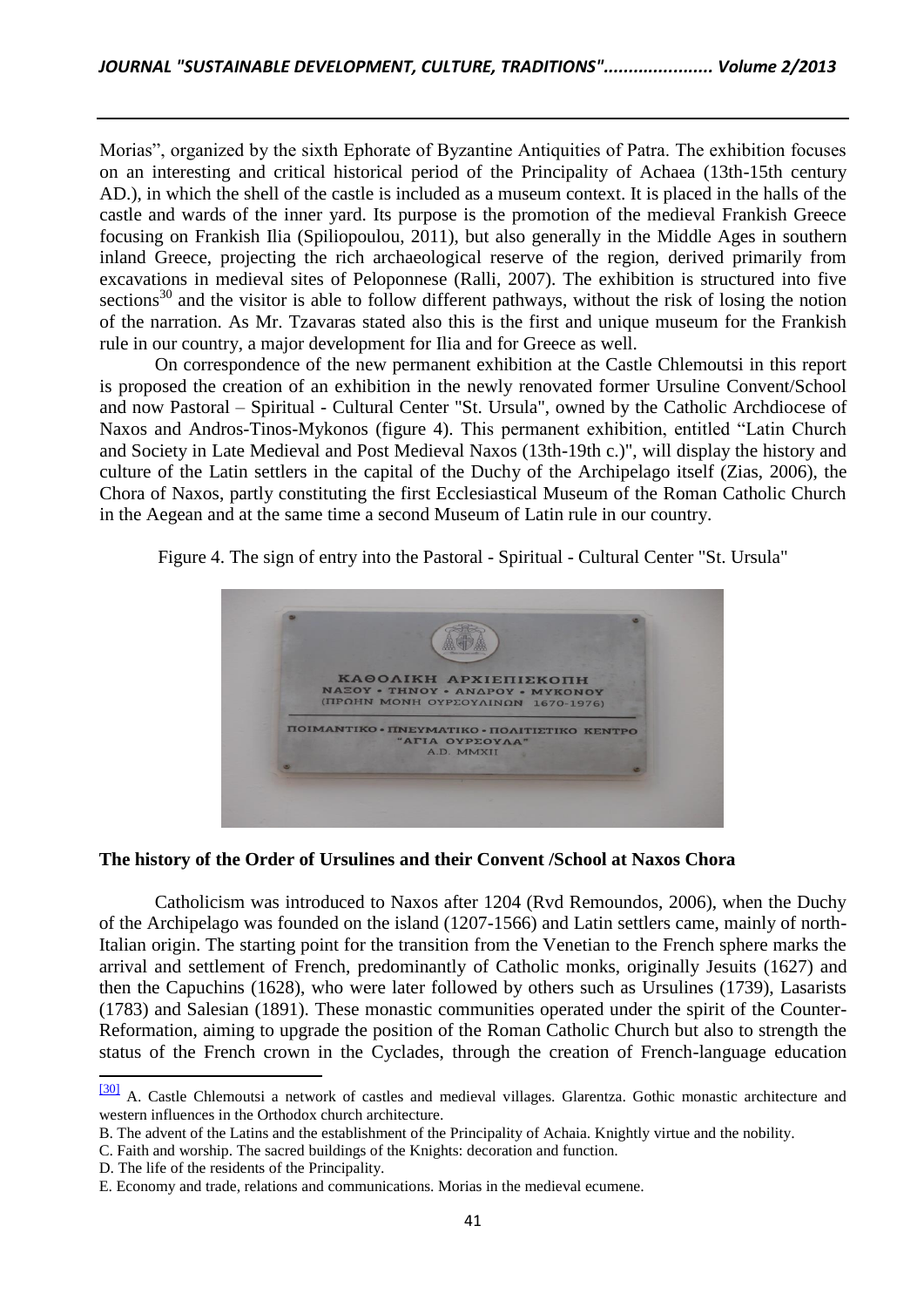Morias", organized by the sixth Ephorate of Byzantine Antiquities of Patra. The exhibition focuses on an interesting and critical historical period of the Principality of Achaea (13th-15th century AD.), in which the shell of the castle is included as a museum context. It is placed in the halls of the castle and wards of the inner yard. Its purpose is the promotion of the medieval Frankish Greece focusing on Frankish Ilia (Spiliopoulou, 2011), but also generally in the Middle Ages in southern inland Greece, projecting the rich archaeological reserve of the region, derived primarily from excavations in medieval sites of Peloponnese (Ralli, 2007). The exhibition is structured into five sections[30] and the visitor is able to follow different pathways, without the risk of losing the notion of the narration. As Mr. Tzavaras stated also this is the first and unique museum for the Frankish rule in our country, a major development for Ilia and for Greece as well.

On correspondence of the new permanent exhibition at the Castle Chlemoutsi in this report is proposed the creation of an exhibition in the newly renovated former Ursuline Convent/School and now Pastoral – Spiritual - Cultural Center "St. Ursula", owned by the Catholic Archdiocese of Naxos and Andros-Tinos-Mykonos (figure 4). This permanent exhibition, entitled "Latin Church and Society in Late Medieval and Post Medieval Naxos (13th-19th c.)", will display the history and culture of the Latin settlers in the capital of the Duchy of the Archipelago itself (Zias, 2006), the Chora of Naxos, partly constituting the first Ecclesiastical Museum of the Roman Catholic Church in the Aegean and at the same time a second Museum of Latin rule in our country.

Figure 4. The sign of entry into the Pastoral - Spiritual - Cultural Center "St. Ursula"

ΚΑΘΟΛΙΚΗ ΑΡΧΙΕΠΙΣΚΟΠΗ
ΝΑΞΟΥ • ΤΗΝΟΥ • ΑΝΔΡΟΥ • ΜΥΚΟΝΟΥ
(ΠΡΩΗΝ ΜΟΝΗ ΟΥΡΣΟΥΛΙΝΩΝ 1670-1976)
ΠΟΙΜΑΝΤΙΚΟ • ΠΝΕΥΜΑΤΙΚΟ • ΠΟΛΙΤΙΣΤΙΚΟ ΚΕΝΤΡΟ
"ΑΓΙΑ ΟΥΡΣΟΥΛΑ"
A.D. MMXII

**The history of the Order of Ursulines and their Convent /School at Naxos Chora**

Catholicism was introduced to Naxos after 1204 (Rvd Remoundos, 2006), when the Duchy of the Archipelago was founded on the island (1207-1566) and Latin settlers came, mainly of north-Italian origin. The starting point for the transition from the Venetian to the French sphere marks the arrival and settlement of French, predominantly of Catholic monks, originally Jesuits (1627) and then the Capuchins (1628), who were later followed by others such as Ursulines (1739), Lasarists (1783) and Salesian (1891). These monastic communities operated under the spirit of the Counter-Reformation, aiming to upgrade the position of the Roman Catholic Church but also to strength the status of the French crown in the Cyclades, through the creation of French-language education

---

[30] A. Castle Chlemoutsi a network of castles and medieval villages. Glarentza. Gothic monastic architecture and western influences in the Orthodox church architecture.

B. The advent of the Latins and the establishment of the Principality of Achaia. Knightly virtue and the nobility.

C. Faith and worship. The sacred buildings of the Knights: decoration and function.

D. The life of the residents of the Principality.

E. Economy and trade, relations and communications. Morias in the medieval ecumene.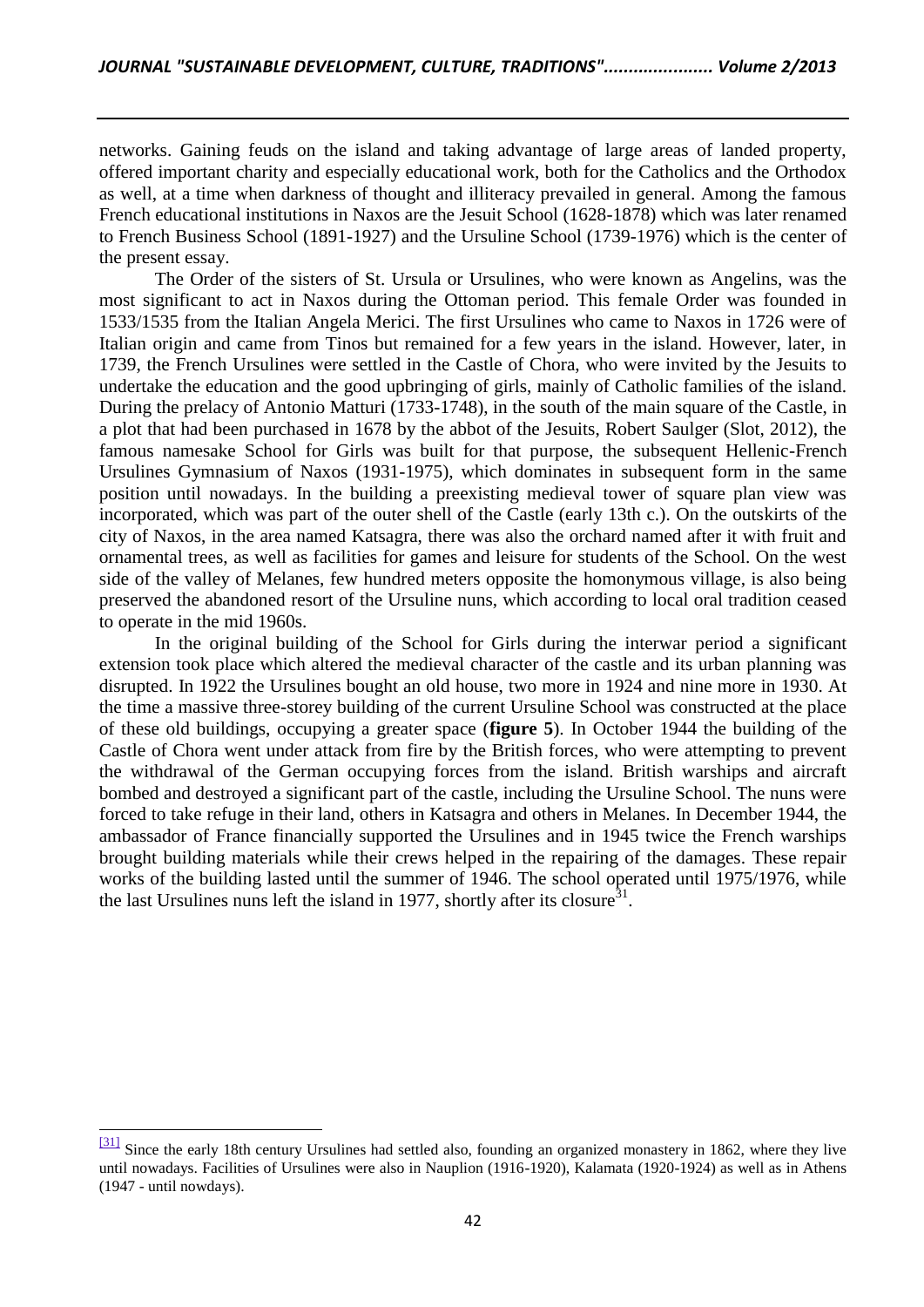networks. Gaining feuds on the island and taking advantage of large areas of landed property, offered important charity and especially educational work, both for the Catholics and the Orthodox as well, at a time when darkness of thought and illiteracy prevailed in general. Among the famous French educational institutions in Naxos are the Jesuit School (1628-1878) which was later renamed to French Business School (1891-1927) and the Ursuline School (1739-1976) which is the center of the present essay.

The Order of the sisters of St. Ursula or Ursulines, who were known as Angelins, was the most significant to act in Naxos during the Ottoman period. This female Order was founded in 1533/1535 from the Italian Angela Merici. The first Ursulines who came to Naxos in 1726 were of Italian origin and came from Tinos but remained for a few years in the island. However, later, in 1739, the French Ursulines were settled in the Castle of Chora, who were invited by the Jesuits to undertake the education and the good upbringing of girls, mainly of Catholic families of the island. During the prelacy of Antonio Matturi (1733-1748), in the south of the main square of the Castle, in a plot that had been purchased in 1678 by the abbot of the Jesuits, Robert Saulger (Slot, 2012), the famous namesake School for Girls was built for that purpose, the subsequent Hellenic-French Ursulines Gymnasium of Naxos (1931-1975), which dominates in subsequent form in the same position until nowadays. In the building a preexisting medieval tower of square plan view was incorporated, which was part of the outer shell of the Castle (early 13th c.). On the outskirts of the city of Naxos, in the area named Katsagra, there was also the orchard named after it with fruit and ornamental trees, as well as facilities for games and leisure for students of the School. On the west side of the valley of Melanes, few hundred meters opposite the homonymous village, is also being preserved the abandoned resort of the Ursuline nuns, which according to local oral tradition ceased to operate in the mid 1960s.

In the original building of the School for Girls during the interwar period a significant extension took place which altered the medieval character of the castle and its urban planning was disrupted. In 1922 the Ursulines bought an old house, two more in 1924 and nine more in 1930. At the time a massive three-storey building of the current Ursuline School was constructed at the place of these old buildings, occupying a greater space (**figure 5**). In October 1944 the building of the Castle of Chora went under attack from fire by the British forces, who were attempting to prevent the withdrawal of the German occupying forces from the island. British warships and aircraft bombed and destroyed a significant part of the castle, including the Ursuline School. The nuns were forced to take refuge in their land, others in Katsagra and others in Melanes. In December 1944, the ambassador of France financially supported the Ursulines and in 1945 twice the French warships brought building materials while their crews helped in the repairing of the damages. These repair works of the building lasted until the summer of 1946. The school operated until 1975/1976, while the last Ursulines nuns left the island in 1977, shortly after its closure[31].

---

[31] Since the early 18th century Ursulines had settled also, founding an organized monastery in 1862, where they live until nowadays. Facilities of Ursulines were also in Nauplion (1916-1920), Kalamata (1920-1924) as well as in Athens (1947 - until nowdays).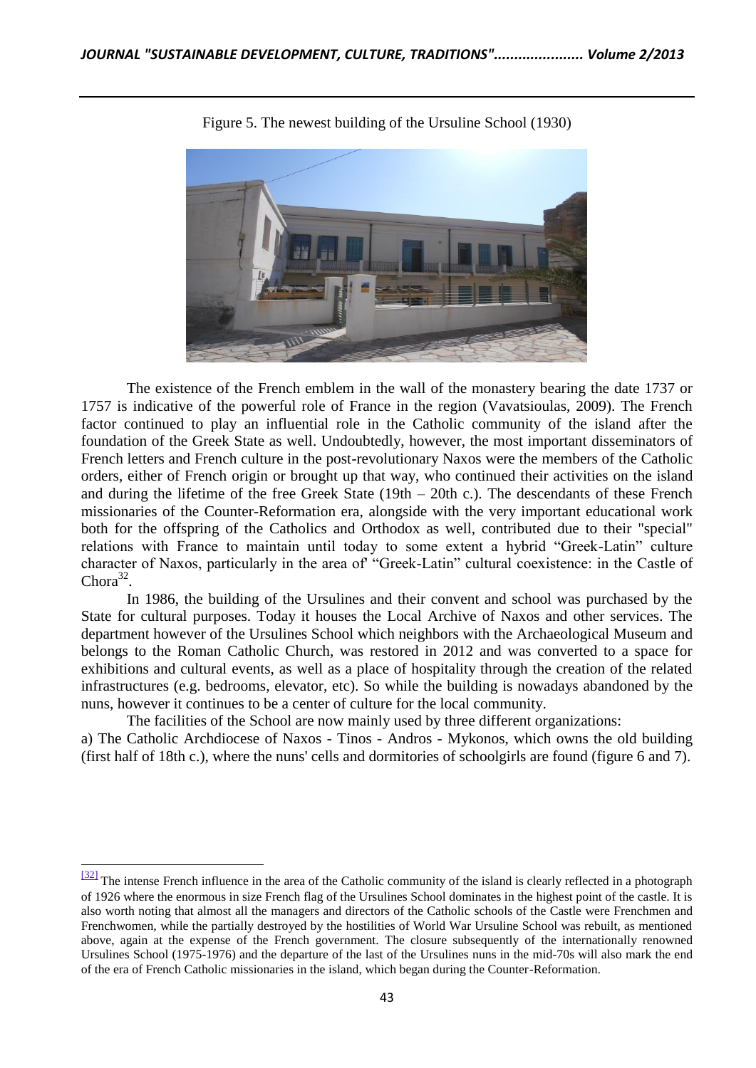Figure 5. The newest building of the Ursuline School (1930)

The existence of the French emblem in the wall of the monastery bearing the date 1737 or 1757 is indicative of the powerful role of France in the region (Vavatsioulas, 2009). The French factor continued to play an influential role in the Catholic community of the island after the foundation of the Greek State as well. Undoubtedly, however, the most important disseminators of French letters and French culture in the post-revolutionary Naxos were the members of the Catholic orders, either of French origin or brought up that way, who continued their activities on the island and during the lifetime of the free Greek State (19th – 20th c.). The descendants of these French missionaries of the Counter-Reformation era, alongside with the very important educational work both for the offspring of the Catholics and Orthodox as well, contributed due to their "special" relations with France to maintain until today to some extent a hybrid "Greek-Latin" culture character of Naxos, particularly in the area of' "Greek-Latin" cultural coexistence: in the Castle of Chora[32].

In 1986, the building of the Ursulines and their convent and school was purchased by the State for cultural purposes. Today it houses the Local Archive of Naxos and other services. The department however of the Ursulines School which neighbors with the Archaeological Museum and belongs to the Roman Catholic Church, was restored in 2012 and was converted to a space for exhibitions and cultural events, as well as a place of hospitality through the creation of the related infrastructures (e.g. bedrooms, elevator, etc). So while the building is nowadays abandoned by the nuns, however it continues to be a center of culture for the local community.

The facilities of the School are now mainly used by three different organizations:

a) The Catholic Archdiocese of Naxos - Tinos - Andros - Mykonos, which owns the old building (first half of 18th c.), where the nuns' cells and dormitories of schoolgirls are found (figure 6 and 7).

---

[32] The intense French influence in the area of the Catholic community of the island is clearly reflected in a photograph of 1926 where the enormous in size French flag of the Ursulines School dominates in the highest point of the castle. It is also worth noting that almost all the managers and directors of the Catholic schools of the Castle were Frenchmen and Frenchwomen, while the partially destroyed by the hostilities of World War Ursuline School was rebuilt, as mentioned above, again at the expense of the French government. The closure subsequently of the internationally renowned Ursulines School (1975-1976) and the departure of the last of the Ursulines nuns in the mid-70s will also mark the end of the era of French Catholic missionaries in the island, which began during the Counter-Reformation.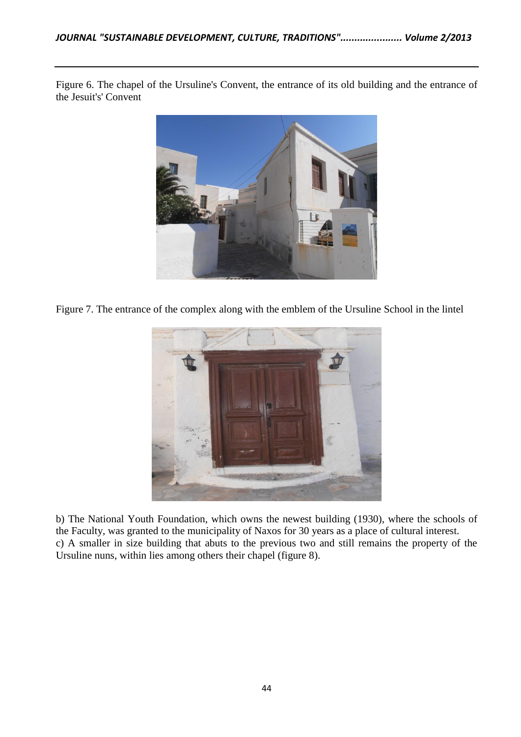Figure 6. The chapel of the Ursuline's Convent, the entrance of its old building and the entrance of the Jesuit's' Convent

Figure 7. The entrance of the complex along with the emblem of the Ursuline School in the lintel

b) The National Youth Foundation, which owns the newest building (1930), where the schools of the Faculty, was granted to the municipality of Naxos for 30 years as a place of cultural interest.
c) A smaller in size building that abuts to the previous two and still remains the property of the Ursuline nuns, within lies among others their chapel (figure 8).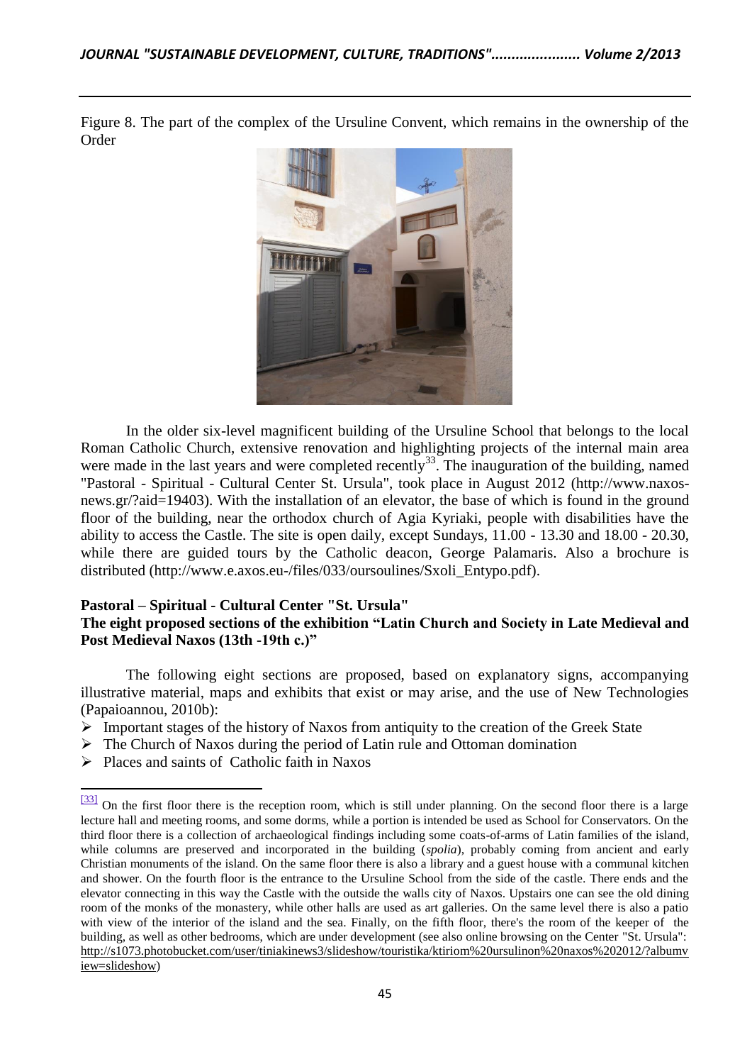Figure 8. The part of the complex of the Ursuline Convent, which remains in the ownership of the Order

In the older six-level magnificent building of the Ursuline School that belongs to the local Roman Catholic Church, extensive renovation and highlighting projects of the internal main area were made in the last years and were completed recently[33]. The inauguration of the building, named "Pastoral - Spiritual - Cultural Center St. Ursula", took place in August 2012 (http://www.naxos-news.gr/?aid=19403). With the installation of an elevator, the base of which is found in the ground floor of the building, near the orthodox church of Agia Kyriaki, people with disabilities have the ability to access the Castle. The site is open daily, except Sundays, 11.00 - 13.30 and 18.00 - 20.30, while there are guided tours by the Catholic deacon, George Palamaris. Also a brochure is distributed (http://www.e.axos.eu-/files/033/oursoulines/Sxoli_Entypo.pdf).

**Pastoral – Spiritual - Cultural Center "St. Ursula"**

**The eight proposed sections of the exhibition "Latin Church and Society in Late Medieval and Post Medieval Naxos (13th -19th c.)"**

The following eight sections are proposed, based on explanatory signs, accompanying illustrative material, maps and exhibits that exist or may arise, and the use of New Technologies (Papaioannou, 2010b):

- Important stages of the history of Naxos from antiquity to the creation of the Greek State
- The Church of Naxos during the period of Latin rule and Ottoman domination
- Places and saints of Catholic faith in Naxos

---

[33] On the first floor there is the reception room, which is still under planning. On the second floor there is a large lecture hall and meeting rooms, and some dorms, while a portion is intended be used as School for Conservators. On the third floor there is a collection of archaeological findings including some coats-of-arms of Latin families of the island, while columns are preserved and incorporated in the building (*spolia*), probably coming from ancient and early Christian monuments of the island. On the same floor there is also a library and a guest house with a communal kitchen and shower. On the fourth floor is the entrance to the Ursuline School from the side of the castle. There ends and the elevator connecting in this way the Castle with the outside the walls city of Naxos. Upstairs one can see the old dining room of the monks of the monastery, while other halls are used as art galleries. On the same level there is also a patio with view of the interior of the island and the sea. Finally, on the fifth floor, there's the room of the keeper of the building, as well as other bedrooms, which are under development (see also online browsing on the Center "St. Ursula": http://s1073.photobucket.com/user/tiniakinews3/slideshow/touristika/ktiriom%20ursulinon%20naxos%202012/?albumview=slideshow)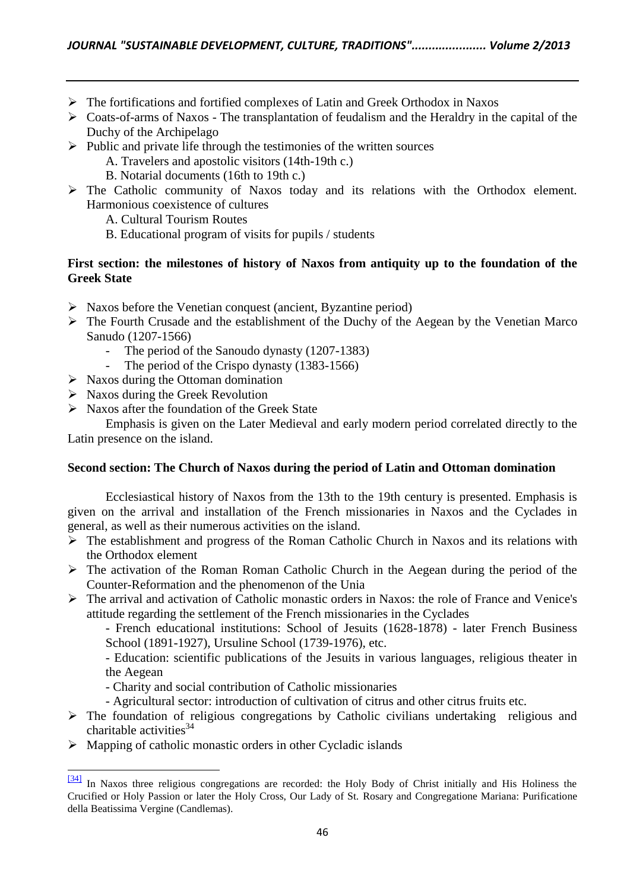- The fortifications and fortified complexes of Latin and Greek Orthodox in Naxos
- Coats-of-arms of Naxos - The transplantation of feudalism and the Heraldry in the capital of the Duchy of the Archipelago
- Public and private life through the testimonies of the written sources
  - A. Travelers and apostolic visitors (14th-19th c.)
  - B. Notarial documents (16th to 19th c.)
- The Catholic community of Naxos today and its relations with the Orthodox element. Harmonious coexistence of cultures
  - A. Cultural Tourism Routes
  - B. Educational program of visits for pupils / students

**First section: the milestones of history of Naxos from antiquity up to the foundation of the Greek State**

- Naxos before the Venetian conquest (ancient, Byzantine period)
- The Fourth Crusade and the establishment of the Duchy of the Aegean by the Venetian Marco Sanudo (1207-1566)
  - The period of the Sanoudo dynasty (1207-1383)
  - The period of the Crispo dynasty (1383-1566)
- Naxos during the Ottoman domination
- Naxos during the Greek Revolution
- Naxos after the foundation of the Greek State

Emphasis is given on the Later Medieval and early modern period correlated directly to the Latin presence on the island.

**Second section: The Church of Naxos during the period of Latin and Ottoman domination**

Ecclesiastical history of Naxos from the 13th to the 19th century is presented. Emphasis is given on the arrival and installation of the French missionaries in Naxos and the Cyclades in general, as well as their numerous activities on the island.

- The establishment and progress of the Roman Catholic Church in Naxos and its relations with the Orthodox element
- The activation of the Roman Roman Catholic Church in the Aegean during the period of the Counter-Reformation and the phenomenon of the Unia
- The arrival and activation of Catholic monastic orders in Naxos: the role of France and Venice's attitude regarding the settlement of the French missionaries in the Cyclades
  - French educational institutions: School of Jesuits (1628-1878) - later French Business School (1891-1927), Ursuline School (1739-1976), etc.
  - Education: scientific publications of the Jesuits in various languages, religious theater in the Aegean
  - Charity and social contribution of Catholic missionaries
  - Agricultural sector: introduction of cultivation of citrus and other citrus fruits etc.
- The foundation of religious congregations by Catholic civilians undertaking religious and charitable activities[34]
- Mapping of catholic monastic orders in other Cycladic islands

[34] In Naxos three religious congregations are recorded: the Holy Body of Christ initially and His Holiness the Crucified or Holy Passion or later the Holy Cross, Our Lady of St. Rosary and Congregatione Mariana: Purificatione della Beatissima Vergine (Candlemas).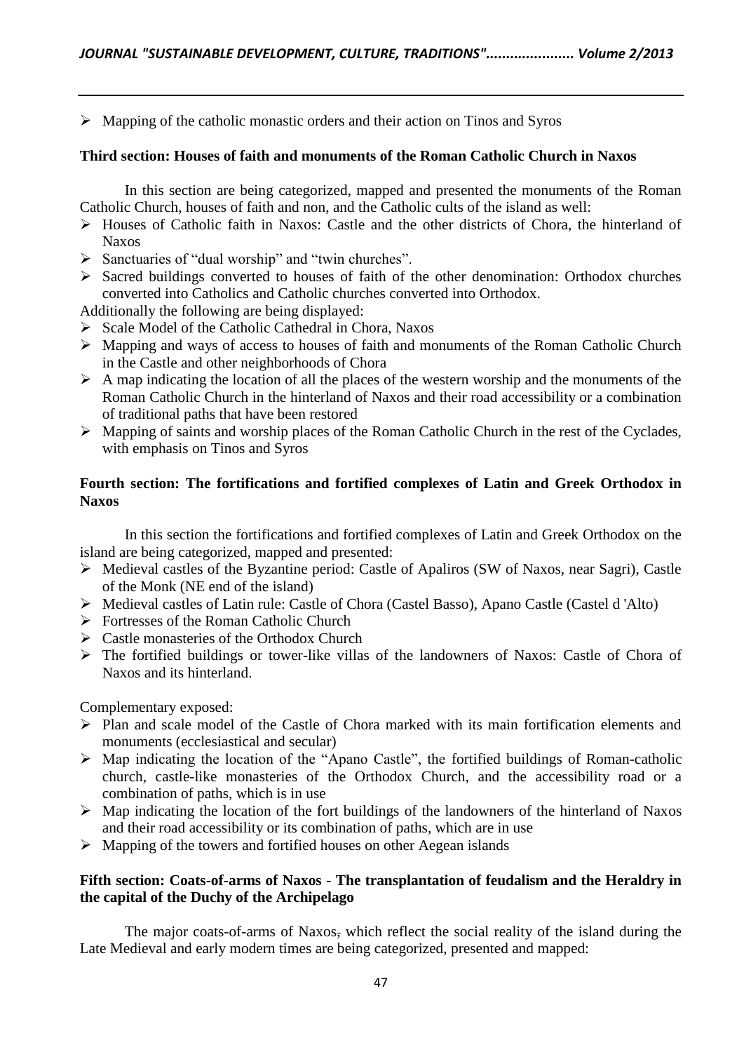- Mapping of the catholic monastic orders and their action on Tinos and Syros

**Third section: Houses of faith and monuments of the Roman Catholic Church in Naxos**

In this section are being categorized, mapped and presented the monuments of the Roman Catholic Church, houses of faith and non, and the Catholic cults of the island as well:

- Houses of Catholic faith in Naxos: Castle and the other districts of Chora, the hinterland of Naxos
- Sanctuaries of "dual worship" and "twin churches".
- Sacred buildings converted to houses of faith of the other denomination: Orthodox churches converted into Catholics and Catholic churches converted into Orthodox.

Additionally the following are being displayed:

- Scale Model of the Catholic Cathedral in Chora, Naxos
- Mapping and ways of access to houses of faith and monuments of the Roman Catholic Church in the Castle and other neighborhoods of Chora
- A map indicating the location of all the places of the western worship and the monuments of the Roman Catholic Church in the hinterland of Naxos and their road accessibility or a combination of traditional paths that have been restored
- Mapping of saints and worship places of the Roman Catholic Church in the rest of the Cyclades, with emphasis on Tinos and Syros

**Fourth section: The fortifications and fortified complexes of Latin and Greek Orthodox in Naxos**

In this section the fortifications and fortified complexes of Latin and Greek Orthodox on the island are being categorized, mapped and presented:

- Medieval castles of the Byzantine period: Castle of Apaliros (SW of Naxos, near Sagri), Castle of the Monk (NE end of the island)
- Medieval castles of Latin rule: Castle of Chora (Castel Basso), Apano Castle (Castel d 'Alto)
- Fortresses of the Roman Catholic Church
- Castle monasteries of the Orthodox Church
- The fortified buildings or tower-like villas of the landowners of Naxos: Castle of Chora of Naxos and its hinterland.

Complementary exposed:

- Plan and scale model of the Castle of Chora marked with its main fortification elements and monuments (ecclesiastical and secular)
- Map indicating the location of the "Apano Castle", the fortified buildings of Roman-catholic church, castle-like monasteries of the Orthodox Church, and the accessibility road or a combination of paths, which is in use
- Map indicating the location of the fort buildings of the landowners of the hinterland of Naxos and their road accessibility or its combination of paths, which are in use
- Mapping of the towers and fortified houses on other Aegean islands

**Fifth section: Coats-of-arms of Naxos - The transplantation of feudalism and the Heraldry in the capital of the Duchy of the Archipelago**

The major coats-of-arms of Naxos, which reflect the social reality of the island during the Late Medieval and early modern times are being categorized, presented and mapped: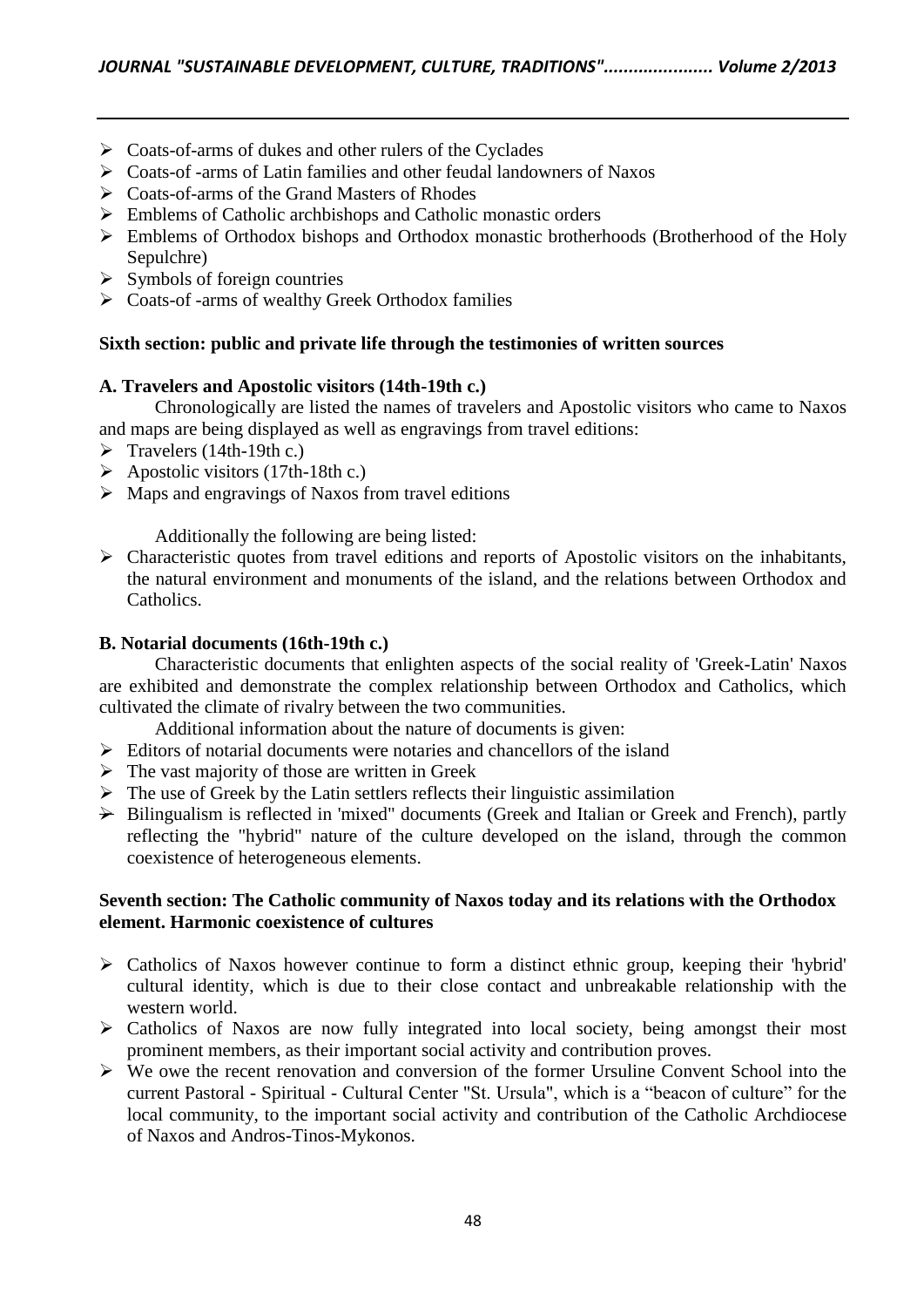- Coats-of-arms of dukes and other rulers of the Cyclades
- Coats-of -arms of Latin families and other feudal landowners of Naxos
- Coats-of-arms of the Grand Masters of Rhodes
- Emblems of Catholic archbishops and Catholic monastic orders
- Emblems of Orthodox bishops and Orthodox monastic brotherhoods (Brotherhood of the Holy Sepulchre)
- Symbols of foreign countries
- Coats-of -arms of wealthy Greek Orthodox families

**Sixth section: public and private life through the testimonies of written sources**

**A. Travelers and Apostolic visitors (14th-19th c.)**

Chronologically are listed the names of travelers and Apostolic visitors who came to Naxos and maps are being displayed as well as engravings from travel editions:

- Travelers (14th-19th c.)
- Apostolic visitors (17th-18th c.)
- Maps and engravings of Naxos from travel editions

Additionally the following are being listed:

- Characteristic quotes from travel editions and reports of Apostolic visitors on the inhabitants, the natural environment and monuments of the island, and the relations between Orthodox and Catholics.

**B. Notarial documents (16th-19th c.)**

Characteristic documents that enlighten aspects of the social reality of 'Greek-Latin' Naxos are exhibited and demonstrate the complex relationship between Orthodox and Catholics, which cultivated the climate of rivalry between the two communities.

Additional information about the nature of documents is given:

- Editors of notarial documents were notaries and chancellors of the island
- The vast majority of those are written in Greek
- The use of Greek by the Latin settlers reflects their linguistic assimilation
- Bilingualism is reflected in 'mixed" documents (Greek and Italian or Greek and French), partly reflecting the "hybrid" nature of the culture developed on the island, through the common coexistence of heterogeneous elements.

**Seventh section: The Catholic community of Naxos today and its relations with the Orthodox element. Harmonic coexistence of cultures**

- Catholics of Naxos however continue to form a distinct ethnic group, keeping their 'hybrid' cultural identity, which is due to their close contact and unbreakable relationship with the western world.
- Catholics of Naxos are now fully integrated into local society, being amongst their most prominent members, as their important social activity and contribution proves.
- We owe the recent renovation and conversion of the former Ursuline Convent School into the current Pastoral - Spiritual - Cultural Center "St. Ursula", which is a "beacon of culture" for the local community, to the important social activity and contribution of the Catholic Archdiocese of Naxos and Andros-Tinos-Mykonos.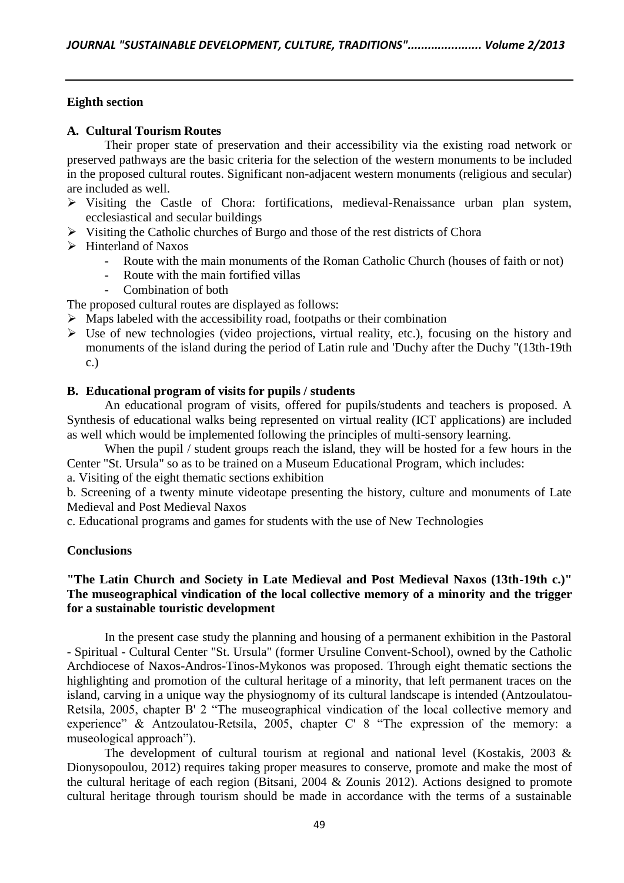**Eighth section**

**A. Cultural Tourism Routes**

Their proper state of preservation and their accessibility via the existing road network or preserved pathways are the basic criteria for the selection of the western monuments to be included in the proposed cultural routes. Significant non-adjacent western monuments (religious and secular) are included as well.

- Visiting the Castle of Chora: fortifications, medieval-Renaissance urban plan system, ecclesiastical and secular buildings
- Visiting the Catholic churches of Burgo and those of the rest districts of Chora
- Hinterland of Naxos
  - Route with the main monuments of the Roman Catholic Church (houses of faith or not)
  - Route with the main fortified villas
  - Combination of both

The proposed cultural routes are displayed as follows:

- Maps labeled with the accessibility road, footpaths or their combination
- Use of new technologies (video projections, virtual reality, etc.), focusing on the history and monuments of the island during the period of Latin rule and 'Duchy after the Duchy "(13th-19th c.)

**B. Educational program of visits for pupils / students**

An educational program of visits, offered for pupils/students and teachers is proposed. A Synthesis of educational walks being represented on virtual reality (ICT applications) are included as well which would be implemented following the principles of multi-sensory learning.

When the pupil / student groups reach the island, they will be hosted for a few hours in the Center "St. Ursula" so as to be trained on a Museum Educational Program, which includes:

a. Visiting of the eight thematic sections exhibition

b. Screening of a twenty minute videotape presenting the history, culture and monuments of Late Medieval and Post Medieval Naxos

c. Educational programs and games for students with the use of New Technologies

## Conclusions

**"The Latin Church and Society in Late Medieval and Post Medieval Naxos (13th-19th c.)" The museographical vindication of the local collective memory of a minority and the trigger for a sustainable touristic development**

In the present case study the planning and housing of a permanent exhibition in the Pastoral - Spiritual - Cultural Center "St. Ursula" (former Ursuline Convent-School), owned by the Catholic Archdiocese of Naxos-Andros-Tinos-Mykonos was proposed. Through eight thematic sections the highlighting and promotion of the cultural heritage of a minority, that left permanent traces on the island, carving in a unique way the physiognomy of its cultural landscape is intended (Antzoulatou-Retsila, 2005, chapter B' 2 "The museographical vindication of the local collective memory and experience" & Antzoulatou-Retsila, 2005, chapter C' 8 "The expression of the memory: a museological approach").

The development of cultural tourism at regional and national level (Kostakis, 2003 & Dionysopoulou, 2012) requires taking proper measures to conserve, promote and make the most of the cultural heritage of each region (Bitsani, 2004 & Zounis 2012). Actions designed to promote cultural heritage through tourism should be made in accordance with the terms of a sustainable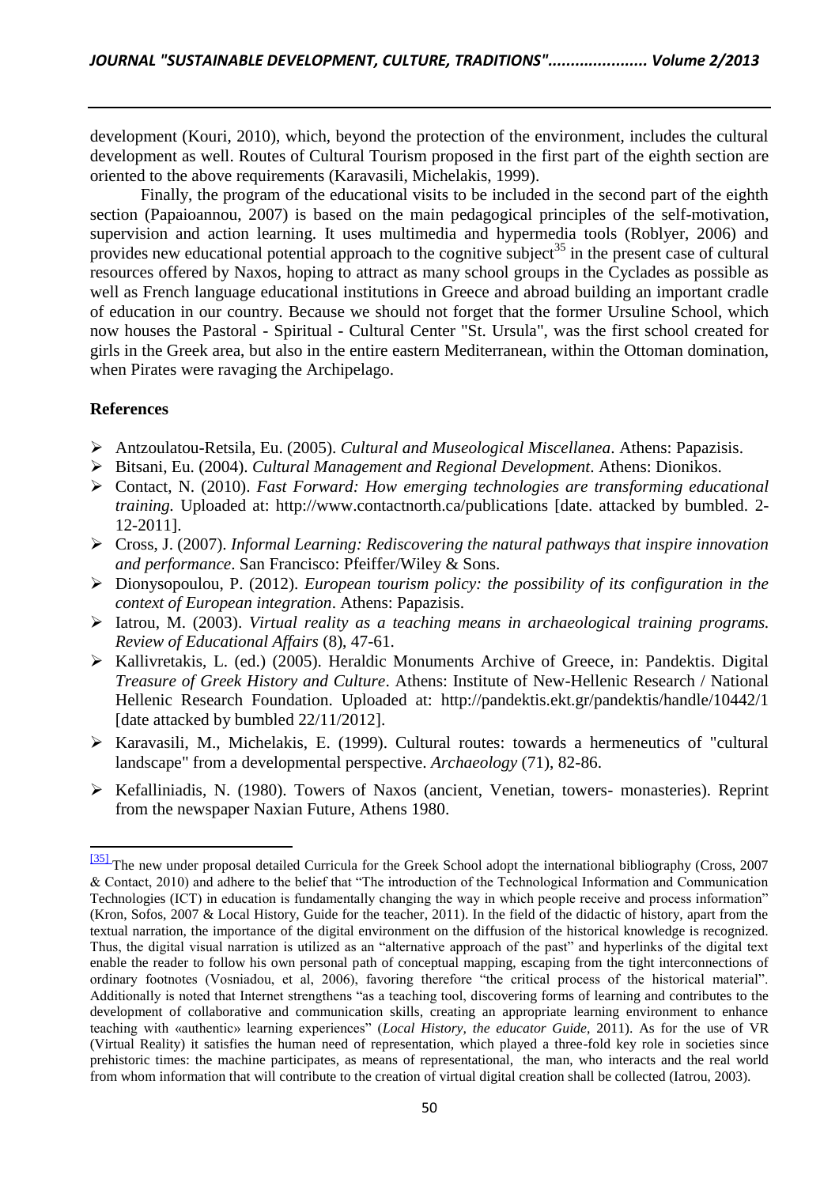development (Kouri, 2010), which, beyond the protection of the environment, includes the cultural development as well. Routes of Cultural Tourism proposed in the first part of the eighth section are oriented to the above requirements (Karavasili, Michelakis, 1999).

Finally, the program of the educational visits to be included in the second part of the eighth section (Papaioannou, 2007) is based on the main pedagogical principles of the self-motivation, supervision and action learning. It uses multimedia and hypermedia tools (Roblyer, 2006) and provides new educational potential approach to the cognitive subject[35] in the present case of cultural resources offered by Naxos, hoping to attract as many school groups in the Cyclades as possible as well as French language educational institutions in Greece and abroad building an important cradle of education in our country. Because we should not forget that the former Ursuline School, which now houses the Pastoral - Spiritual - Cultural Center "St. Ursula", was the first school created for girls in the Greek area, but also in the entire eastern Mediterranean, within the Ottoman domination, when Pirates were ravaging the Archipelago.

## References

- Antzoulatou-Retsila, Eu. (2005). *Cultural and Museological Miscellanea*. Athens: Papazisis.
- Bitsani, Eu. (2004). *Cultural Management and Regional Development*. Athens: Dionikos.
- Contact, N. (2010). *Fast Forward: How emerging technologies are transforming educational training.* Uploaded at: http://www.contactnorth.ca/publications [date. attacked by bumbled. 2-12-2011].
- Cross, J. (2007). *Informal Learning: Rediscovering the natural pathways that inspire innovation and performance*. San Francisco: Pfeiffer/Wiley & Sons.
- Dionysopoulou, P. (2012). *European tourism policy: the possibility of its configuration in the context of European integration*. Athens: Papazisis.
- Iatrou, M. (2003). *Virtual reality as a teaching means in archaeological training programs. Review of Educational Affairs* (8), 47-61.
- Kallivretakis, L. (ed.) (2005). Heraldic Monuments Archive of Greece, in: Pandektis. Digital *Treasure of Greek History and Culture*. Athens: Institute of New-Hellenic Research / National Hellenic Research Foundation. Uploaded at: http://pandektis.ekt.gr/pandektis/handle/10442/1 [date attacked by bumbled 22/11/2012].
- Karavasili, M., Michelakis, E. (1999). Cultural routes: towards a hermeneutics of "cultural landscape" from a developmental perspective. *Archaeology* (71), 82-86.
- Kefalliniadis, N. (1980). Towers of Naxos (ancient, Venetian, towers- monasteries). Reprint from the newspaper Naxian Future, Athens 1980.

---

[35] The new under proposal detailed Curricula for the Greek School adopt the international bibliography (Cross, 2007 & Contact, 2010) and adhere to the belief that "The introduction of the Technological Information and Communication Technologies (ICT) in education is fundamentally changing the way in which people receive and process information" (Kron, Sofos, 2007 & Local History, Guide for the teacher, 2011). In the field of the didactic of history, apart from the textual narration, the importance of the digital environment on the diffusion of the historical knowledge is recognized. Thus, the digital visual narration is utilized as an "alternative approach of the past" and hyperlinks of the digital text enable the reader to follow his own personal path of conceptual mapping, escaping from the tight interconnections of ordinary footnotes (Vosniadou, et al, 2006), favoring therefore "the critical process of the historical material". Additionally is noted that Internet strengthens "as a teaching tool, discovering forms of learning and contributes to the development of collaborative and communication skills, creating an appropriate learning environment to enhance teaching with «authentic» learning experiences" (*Local History, the educator Guide*, 2011). As for the use of VR (Virtual Reality) it satisfies the human need of representation, which played a three-fold key role in societies since prehistoric times: the machine participates, as means of representational, the man, who interacts and the real world from whom information that will contribute to the creation of virtual digital creation shall be collected (Iatrou, 2003).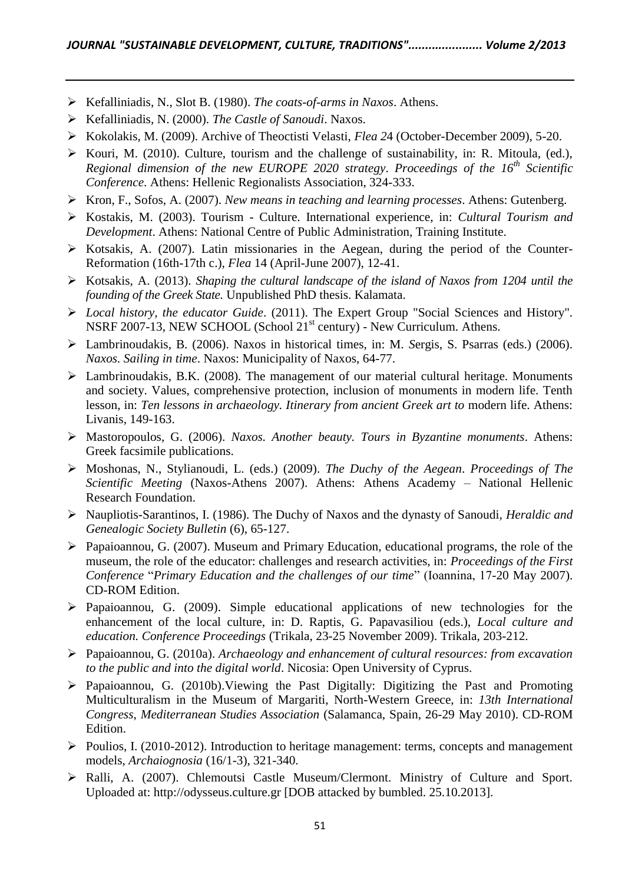- Kefalliniadis, N., Slot B. (1980). *The coats-of-arms in Naxos*. Athens.
- Kefalliniadis, N. (2000). *The Castle of Sanoudi*. Naxos.
- Kokolakis, M. (2009). Archive of Theoctisti Velasti, *Flea 2*4 (October-December 2009), 5-20.
- Kouri, M. (2010). Culture, tourism and the challenge of sustainability, in: R. Mitoula, (ed.), *Regional dimension of the new EUROPE 2020 strategy*. *Proceedings of the 16th Scientific Conference*. Athens: Hellenic Regionalists Association, 324-333.
- Kron, F., Sofos, A. (2007). *New means in teaching and learning processes*. Athens: Gutenberg.
- Kostakis, M. (2003). Tourism - Culture. International experience, in: *Cultural Tourism and Development*. Athens: National Centre of Public Administration, Training Institute.
- Kotsakis, A. (2007). Latin missionaries in the Aegean, during the period of the Counter-Reformation (16th-17th c.), *Flea* 14 (April-June 2007), 12-41.
- Kotsakis, A. (2013). *Shaping the cultural landscape of the island of Naxos from 1204 until the founding of the Greek State.* Unpublished PhD thesis. Kalamata.
- *Local history, the educator Guide*. (2011). The Expert Group "Social Sciences and History". NSRF 2007-13, NEW SCHOOL (School 21st century) - New Curriculum. Athens.
- Lambrinoudakis, B. (2006). Naxos in historical times, in: M. *S*ergis, S. Psarras (eds.) (2006). *Naxos. Sailing in time*. Naxos: Municipality of Naxos, 64-77.
- Lambrinoudakis, B.K. (2008). The management of our material cultural heritage. Monuments and society. Values, comprehensive protection, inclusion of monuments in modern life. Tenth lesson, in: *Ten lessons in archaeology. Itinerary from ancient Greek art to* modern life. Athens: Livanis, 149-163.
- Mastoropoulos, G. (2006). *Naxos. Another beauty. Tours in Byzantine monuments*. Athens: Greek facsimile publications.
- Moshonas, N., Stylianoudi, L. (eds.) (2009). *The Duchy of the Aegean*. *Proceedings of The Scientific Meeting* (Naxos-Athens 2007). Athens: Athens Academy – National Hellenic Research Foundation.
- Naupliotis-Sarantinos, I. (1986). The Duchy of Naxos and the dynasty of Sanoudi, *Heraldic and Genealogic Society Bulletin* (6), 65-127.
- Papaioannou, G. (2007). Museum and Primary Education, educational programs, the role of the museum, the role of the educator: challenges and research activities, in: *Proceedings of the First Conference* "*Primary Education and the challenges of our time*" (Ioannina, 17-20 May 2007). CD-ROM Edition.
- Papaioannou, G. (2009). Simple educational applications of new technologies for the enhancement of the local culture, in: D. Raptis, G. Papavasiliou (eds.), *Local culture and education. Conference Proceedings* (Trikala, 23-25 November 2009). Trikala, 203-212.
- Papaioannou, G. (2010a). *Archaeology and enhancement of cultural resources: from excavation to the public and into the digital world*. Nicosia: Open University of Cyprus.
- Papaioannou, G. (2010b).Viewing the Past Digitally: Digitizing the Past and Promoting Multiculturalism in the Museum of Margariti, North-Western Greece, in: *13th International Congress*, *Mediterranean Studies Association* (Salamanca, Spain, 26-29 May 2010). CD-ROM Edition.
- Poulios, I. (2010-2012). Introduction to heritage management: terms, concepts and management models, *Archaiognosia* (16/1-3), 321-340.
- Ralli, A. (2007). Chlemoutsi Castle Museum/Clermont. Ministry of Culture and Sport. Uploaded at: http://odysseus.culture.gr [DOB attacked by bumbled. 25.10.2013].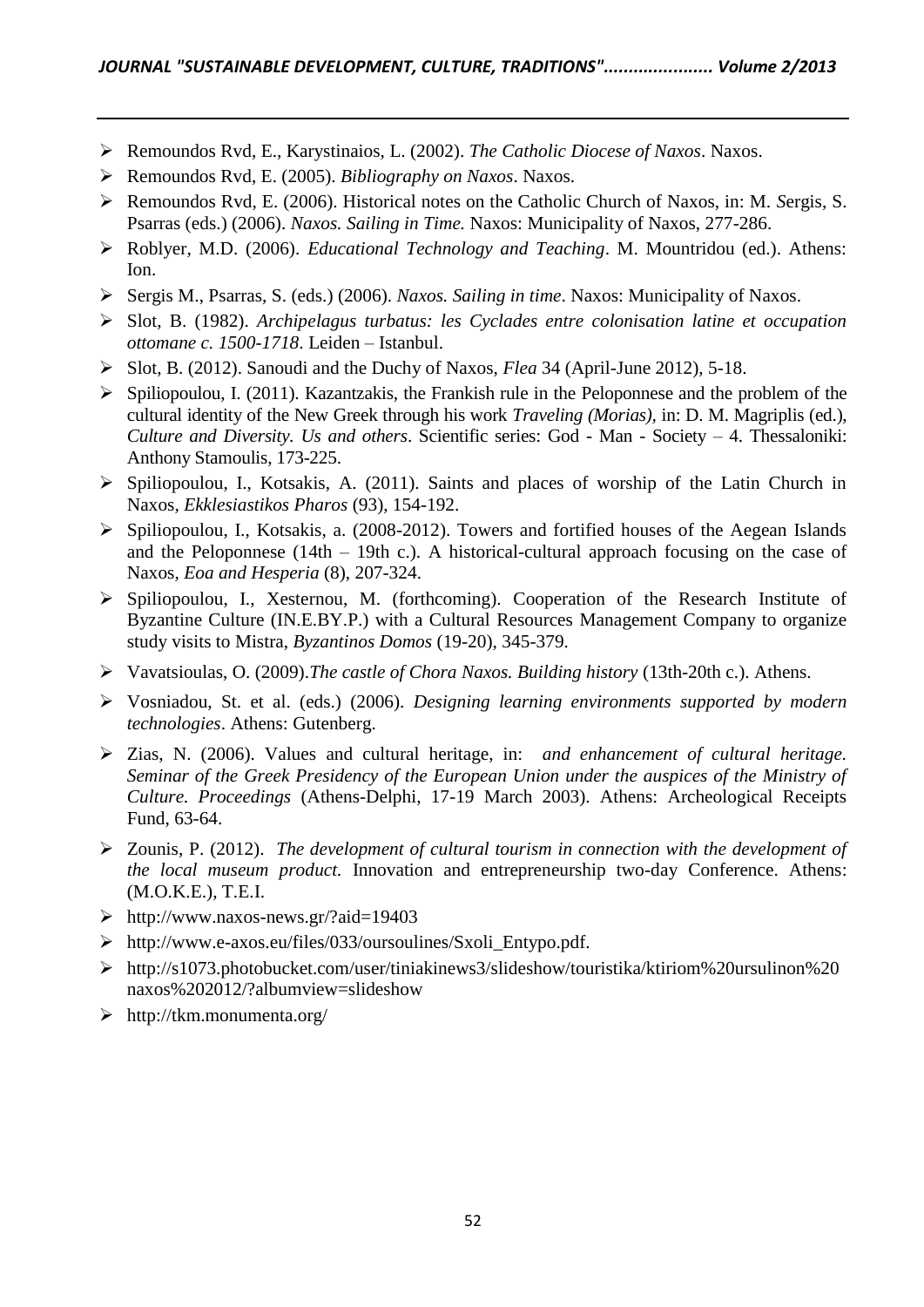- Remoundos Rvd, E., Karystinaios, L. (2002). *The Catholic Diocese of Naxos*. Naxos.
- Remoundos Rvd, E. (2005). *Bibliography on Naxos*. Naxos.
- Remoundos Rvd, E. (2006). Historical notes on the Catholic Church of Naxos, in: M. Sergis, S. Psarras (eds.) (2006). *Naxos. Sailing in Time.* Naxos: Municipality of Naxos, 277-286.
- Roblyer, M.D. (2006). *Educational Technology and Teaching*. M. Mountridou (ed.). Athens: Ion.
- Sergis M., Psarras, S. (eds.) (2006). *Naxos. Sailing in time*. Naxos: Municipality of Naxos.
- Slot, B. (1982). *Archipelagus turbatus: les Cyclades entre colonisation latine et occupation ottomane c. 1500-1718*. Leiden – Istanbul.
- Slot, B. (2012). Sanoudi and the Duchy of Naxos, *Flea* 34 (April-June 2012), 5-18.
- Spiliopoulou, I. (2011). Kazantzakis, the Frankish rule in the Peloponnese and the problem of the cultural identity of the New Greek through his work *Traveling (Morias)*, in: D. M. Magriplis (ed.), *Culture and Diversity. Us and others*. Scientific series: God - Man - Society – 4. Thessaloniki: Anthony Stamoulis, 173-225.
- Spiliopoulou, I., Kotsakis, A. (2011). Saints and places of worship of the Latin Church in Naxos, *Ekklesiastikos Pharos* (93), 154-192.
- Spiliopoulou, I., Kotsakis, a. (2008-2012). Towers and fortified houses of the Aegean Islands and the Peloponnese (14th – 19th c.). A historical-cultural approach focusing on the case of Naxos, *Eoa and Hesperia* (8), 207-324.
- Spiliopoulou, I., Xesternou, M. (forthcoming). Cooperation of the Research Institute of Byzantine Culture (IN.E.BY.P.) with a Cultural Resources Management Company to organize study visits to Mistra, *Byzantinos Domos* (19-20), 345-379.
- Vavatsioulas, O. (2009).*The castle of Chora Naxos. Building history* (13th-20th c.). Athens.
- Vosniadou, St. et al. (eds.) (2006). *Designing learning environments supported by modern technologies*. Athens: Gutenberg.
- Zias, N. (2006). Values and cultural heritage, in: *and enhancement of cultural heritage. Seminar of the Greek Presidency of the European Union under the auspices of the Ministry of Culture. Proceedings* (Athens-Delphi, 17-19 March 2003). Athens: Archeological Receipts Fund, 63-64.
- Zounis, P. (2012). *The development of cultural tourism in connection with the development of the local museum product.* Innovation and entrepreneurship two-day Conference. Athens: (M.O.K.E.), T.E.I.
- http://www.naxos-news.gr/?aid=19403
- http://www.e-axos.eu/files/033/oursoulines/Sxoli_Entypo.pdf.
- http://s1073.photobucket.com/user/tiniakinews3/slideshow/touristika/ktiriom%20ursulinon%20naxos%202012/?albumview=slideshow
- http://tkm.monumenta.org/